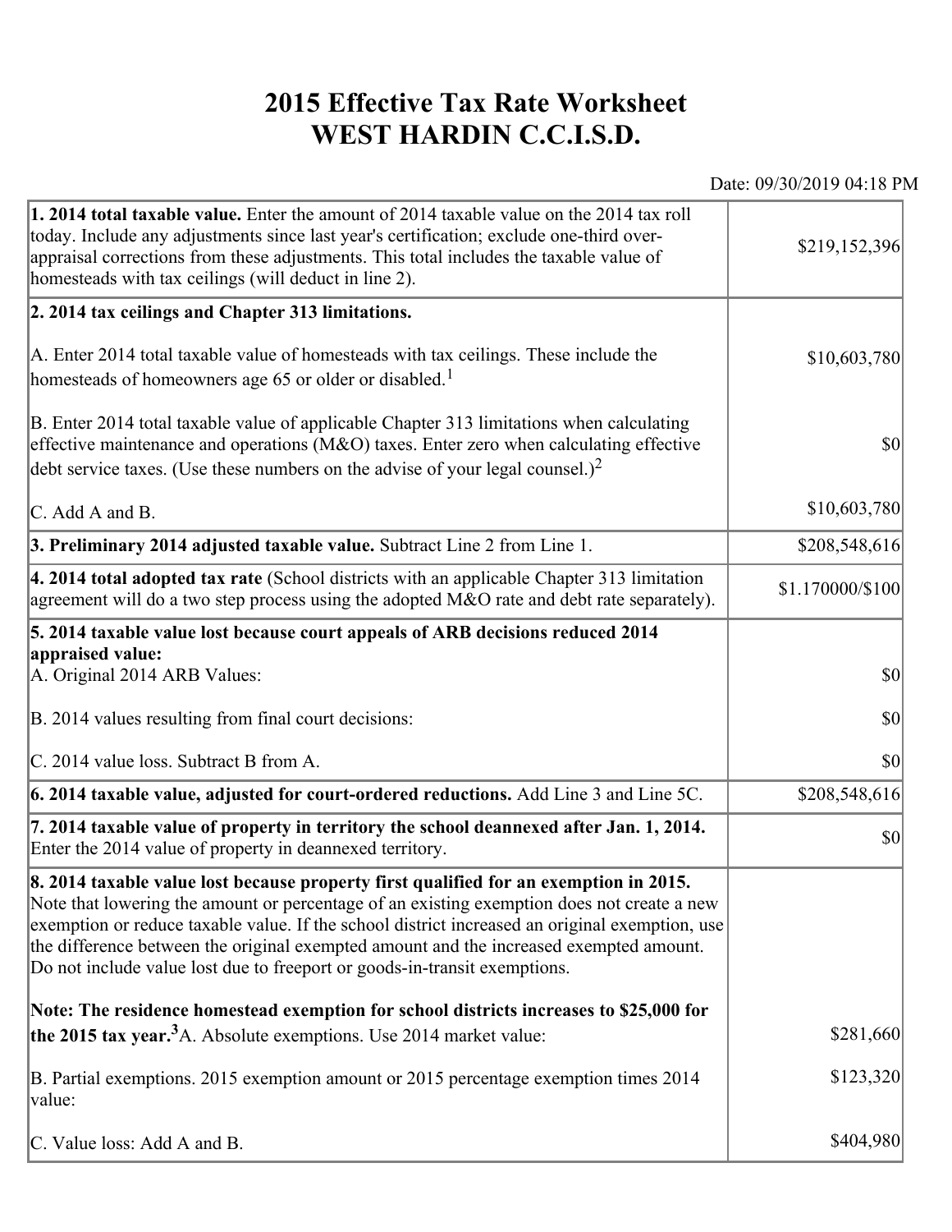# 2015 Effective Tax Rate Worksheet
# WEST HARDIN C.C.I.S.D.

Date: 09/30/2019 04:18 PM

| | |
|---|---|
| **1. 2014 total taxable value.** Enter the amount of 2014 taxable value on the 2014 tax roll today. Include any adjustments since last year's certification; exclude one-third over-appraisal corrections from these adjustments. This total includes the taxable value of homesteads with tax ceilings (will deduct in line 2). | $219,152,396 |
| **2. 2014 tax ceilings and Chapter 313 limitations.** | |
| A. Enter 2014 total taxable value of homesteads with tax ceilings. These include the homesteads of homeowners age 65 or older or disabled.[1] | $10,603,780 |
| B. Enter 2014 total taxable value of applicable Chapter 313 limitations when calculating effective maintenance and operations (M&O) taxes. Enter zero when calculating effective debt service taxes. (Use these numbers on the advise of your legal counsel.)[2] | $0 |
| C. Add A and B. | $10,603,780 |
| **3. Preliminary 2014 adjusted taxable value.** Subtract Line 2 from Line 1. | $208,548,616 |
| **4. 2014 total adopted tax rate** (School districts with an applicable Chapter 313 limitation agreement will do a two step process using the adopted M&O rate and debt rate separately). | $1.170000/$100 |
| **5. 2014 taxable value lost because court appeals of ARB decisions reduced 2014 appraised value:** | |
| A. Original 2014 ARB Values: | $0 |
| B. 2014 values resulting from final court decisions: | $0 |
| C. 2014 value loss. Subtract B from A. | $0 |
| **6. 2014 taxable value, adjusted for court-ordered reductions.** Add Line 3 and Line 5C. | $208,548,616 |
| **7. 2014 taxable value of property in territory the school deannexed after Jan. 1, 2014.** Enter the 2014 value of property in deannexed territory. | $0 |
| **8. 2014 taxable value lost because property first qualified for an exemption in 2015.** Note that lowering the amount or percentage of an existing exemption does not create a new exemption or reduce taxable value. If the school district increased an original exemption, use the difference between the original exempted amount and the increased exempted amount. Do not include value lost due to freeport or goods-in-transit exemptions. | |
| **Note: The residence homestead exemption for school districts increases to $25,000 for the 2015 tax year.**[3] A. Absolute exemptions. Use 2014 market value: | $281,660 |
| B. Partial exemptions. 2015 exemption amount or 2015 percentage exemption times 2014 value: | $123,320 |
| C. Value loss: Add A and B. | $404,980 |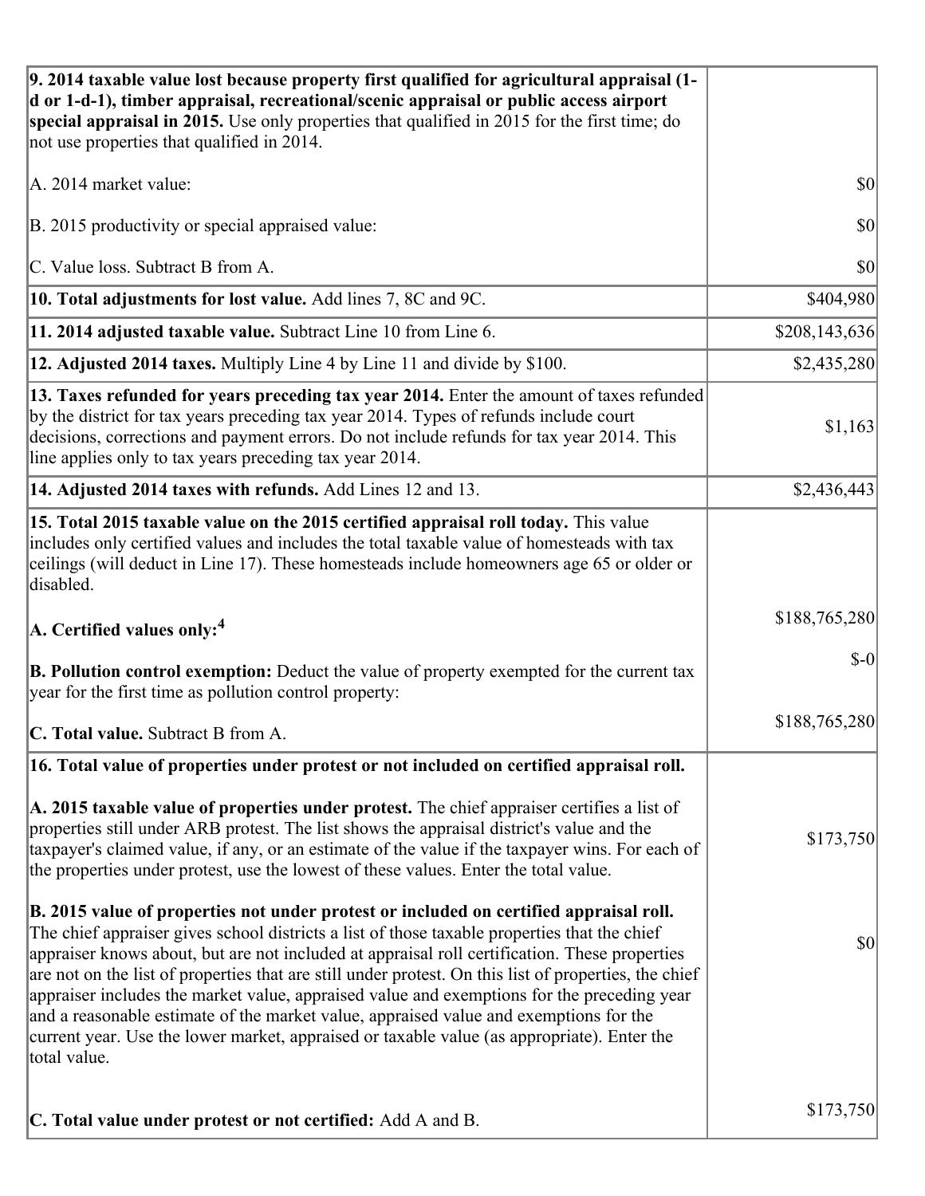| | |
|---|---|
| **9. 2014 taxable value lost because property first qualified for agricultural appraisal (1-d or 1-d-1), timber appraisal, recreational/scenic appraisal or public access airport special appraisal in 2015.** Use only properties that qualified in 2015 for the first time; do not use properties that qualified in 2014.<br><br>A. 2014 market value:<br><br>B. 2015 productivity or special appraised value:<br><br>C. Value loss. Subtract B from A. | <br><br><br><br>$0<br><br>$0<br><br>$0 |
| **10. Total adjustments for lost value.** Add lines 7, 8C and 9C. | $404,980 |
| **11. 2014 adjusted taxable value.** Subtract Line 10 from Line 6. | $208,143,636 |
| **12. Adjusted 2014 taxes.** Multiply Line 4 by Line 11 and divide by $100. | $2,435,280 |
| **13. Taxes refunded for years preceding tax year 2014.** Enter the amount of taxes refunded by the district for tax years preceding tax year 2014. Types of refunds include court decisions, corrections and payment errors. Do not include refunds for tax year 2014. This line applies only to tax years preceding tax year 2014. | $1,163 |
| **14. Adjusted 2014 taxes with refunds.** Add Lines 12 and 13. | $2,436,443 |
| **15. Total 2015 taxable value on the 2015 certified appraisal roll today.** This value includes only certified values and includes the total taxable value of homesteads with tax ceilings (will deduct in Line 17). These homesteads include homeowners age 65 or older or disabled.<br><br>**A. Certified values only:**[4]<br><br>**B. Pollution control exemption:** Deduct the value of property exempted for the current tax year for the first time as pollution control property:<br><br>**C. Total value.** Subtract B from A. | <br><br><br><br>$188,765,280<br><br>$-0<br><br>$188,765,280 |
| **16. Total value of properties under protest or not included on certified appraisal roll.**<br><br>**A. 2015 taxable value of properties under protest.** The chief appraiser certifies a list of properties still under ARB protest. The list shows the appraisal district's value and the taxpayer's claimed value, if any, or an estimate of the value if the taxpayer wins. For each of the properties under protest, use the lowest of these values. Enter the total value.<br><br>**B. 2015 value of properties not under protest or included on certified appraisal roll.** The chief appraiser gives school districts a list of those taxable properties that the chief appraiser knows about, but are not included at appraisal roll certification. These properties are not on the list of properties that are still under protest. On this list of properties, the chief appraiser includes the market value, appraised value and exemptions for the preceding year and a reasonable estimate of the market value, appraised value and exemptions for the current year. Use the lower market, appraised or taxable value (as appropriate). Enter the total value.<br><br>**C. Total value under protest or not certified:** Add A and B. | <br><br>$173,750<br><br>$0<br><br>$173,750 |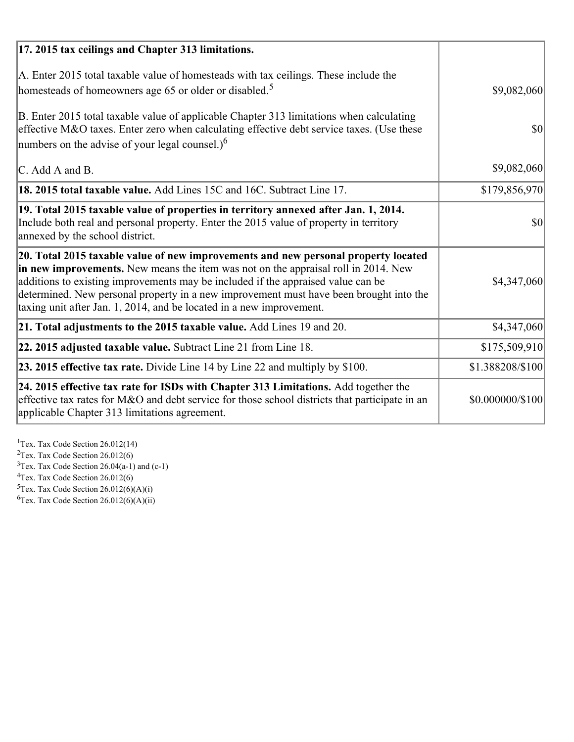| | |
|---|---|
| **17. 2015 tax ceilings and Chapter 313 limitations.** | |
| A. Enter 2015 total taxable value of homesteads with tax ceilings. These include the homesteads of homeowners age 65 or older or disabled.[5] | $9,082,060 |
| B. Enter 2015 total taxable value of applicable Chapter 313 limitations when calculating effective M&O taxes. Enter zero when calculating effective debt service taxes. (Use these numbers on the advise of your legal counsel.)[6] | $0 |
| C. Add A and B. | $9,082,060 |
| **18. 2015 total taxable value.** Add Lines 15C and 16C. Subtract Line 17. | $179,856,970 |
| **19. Total 2015 taxable value of properties in territory annexed after Jan. 1, 2014.** Include both real and personal property. Enter the 2015 value of property in territory annexed by the school district. | $0 |
| **20. Total 2015 taxable value of new improvements and new personal property located in new improvements.** New means the item was not on the appraisal roll in 2014. New additions to existing improvements may be included if the appraised value can be determined. New personal property in a new improvement must have been brought into the taxing unit after Jan. 1, 2014, and be located in a new improvement. | $4,347,060 |
| **21. Total adjustments to the 2015 taxable value.** Add Lines 19 and 20. | $4,347,060 |
| **22. 2015 adjusted taxable value.** Subtract Line 21 from Line 18. | $175,509,910 |
| **23. 2015 effective tax rate.** Divide Line 14 by Line 22 and multiply by $100. | $1.388208/$100 |
| **24. 2015 effective tax rate for ISDs with Chapter 313 Limitations.** Add together the effective tax rates for M&O and debt service for those school districts that participate in an applicable Chapter 313 limitations agreement. | $0.000000/$100 |

[1]Tex. Tax Code Section 26.012(14)
[2]Tex. Tax Code Section 26.012(6)
[3]Tex. Tax Code Section 26.04(a-1) and (c-1)
[4]Tex. Tax Code Section 26.012(6)
[5]Tex. Tax Code Section 26.012(6)(A)(i)
[6]Tex. Tax Code Section 26.012(6)(A)(ii)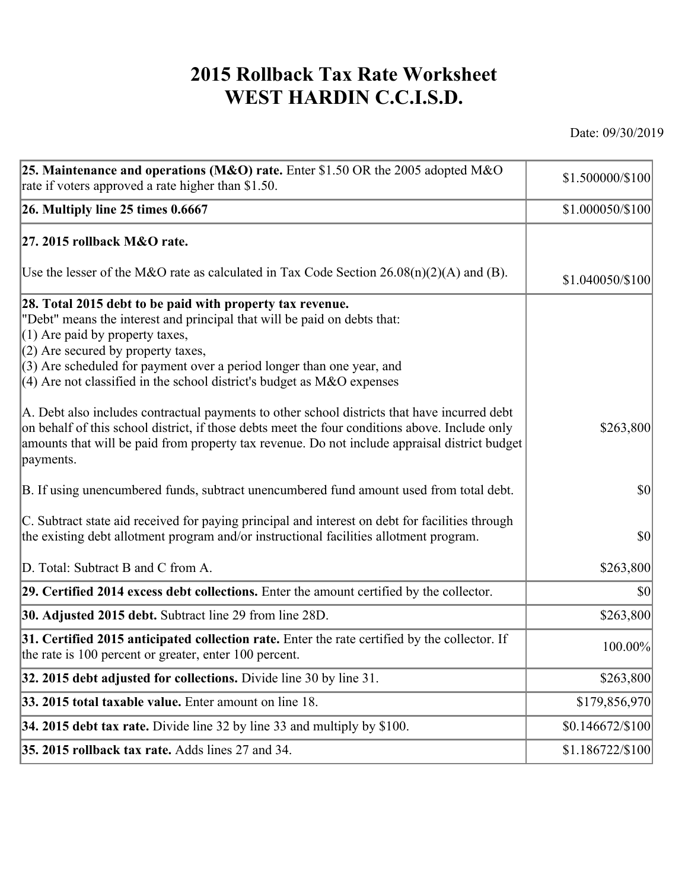# 2015 Rollback Tax Rate Worksheet
# WEST HARDIN C.C.I.S.D.

Date: 09/30/2019

| | |
|---|---|
| **25. Maintenance and operations (M&O) rate.** Enter $1.50 OR the 2005 adopted M&O rate if voters approved a rate higher than $1.50. | $1.500000/$100 |
| **26. Multiply line 25 times 0.6667** | $1.000050/$100 |
| **27. 2015 rollback M&O rate.**<br><br>Use the lesser of the M&O rate as calculated in Tax Code Section 26.08(n)(2)(A) and (B). | $1.040050/$100 |
| **28. Total 2015 debt to be paid with property tax revenue.**<br>"Debt" means the interest and principal that will be paid on debts that:<br>(1) Are paid by property taxes,<br>(2) Are secured by property taxes,<br>(3) Are scheduled for payment over a period longer than one year, and<br>(4) Are not classified in the school district's budget as M&O expenses<br><br>A. Debt also includes contractual payments to other school districts that have incurred debt on behalf of this school district, if those debts meet the four conditions above. Include only amounts that will be paid from property tax revenue. Do not include appraisal district budget payments. | $263,800 |
| B. If using unencumbered funds, subtract unencumbered fund amount used from total debt. | $0 |
| C. Subtract state aid received for paying principal and interest on debt for facilities through the existing debt allotment program and/or instructional facilities allotment program. | $0 |
| D. Total: Subtract B and C from A. | $263,800 |
| **29. Certified 2014 excess debt collections.** Enter the amount certified by the collector. | $0 |
| **30. Adjusted 2015 debt.** Subtract line 29 from line 28D. | $263,800 |
| **31. Certified 2015 anticipated collection rate.** Enter the rate certified by the collector. If the rate is 100 percent or greater, enter 100 percent. | 100.00% |
| **32. 2015 debt adjusted for collections.** Divide line 30 by line 31. | $263,800 |
| **33. 2015 total taxable value.** Enter amount on line 18. | $179,856,970 |
| **34. 2015 debt tax rate.** Divide line 32 by line 33 and multiply by $100. | $0.146672/$100 |
| **35. 2015 rollback tax rate.** Adds lines 27 and 34. | $1.186722/$100 |